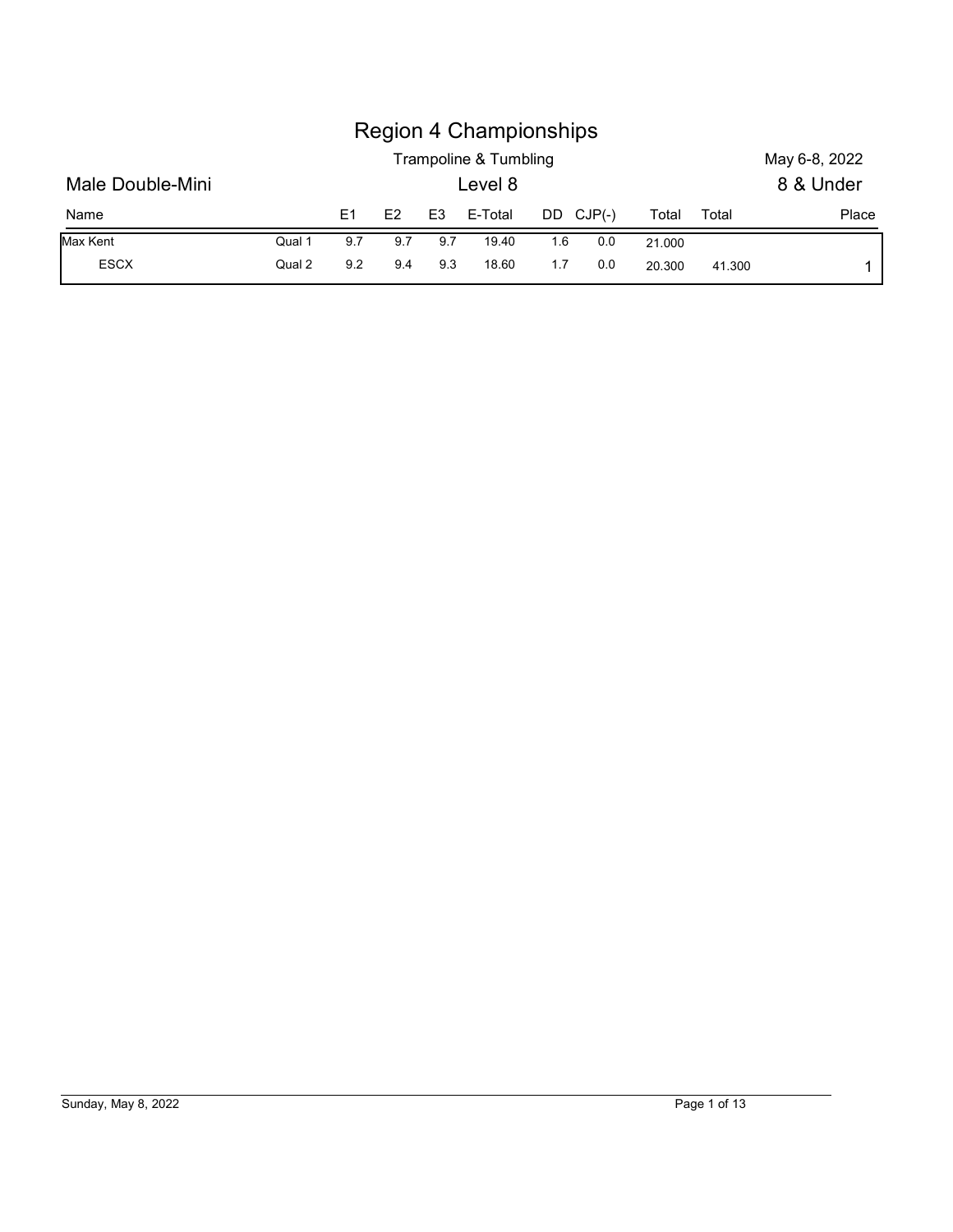# Region 4 Championships

Trampoline & Tumbling

May 6-8, 2022

## Male Double-Mini

Level 8

8 & Under

| Name | | E1 | E2 | E3 | E-Total | DD | CJP(-) | Total | Total | Place |
|---|---|---|---|---|---|---|---|---|---|---|
| Max Kent | Qual 1 | 9.7 | 9.7 | 9.7 | 19.40 | 1.6 | 0.0 | 21.000 | | |
| ESCX | Qual 2 | 9.2 | 9.4 | 9.3 | 18.60 | 1.7 | 0.0 | 20.300 | 41.300 | 1 |

Sunday, May 8, 2022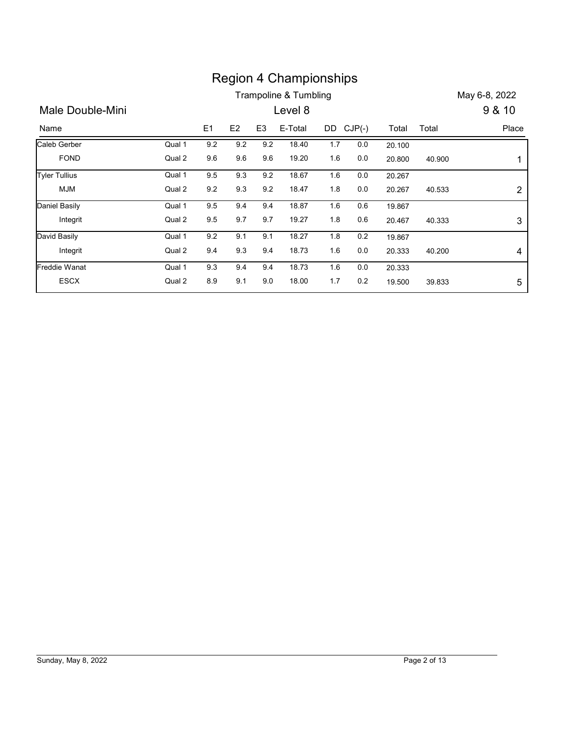# Region 4 Championships

Trampoline & Tumbling

May 6-8, 2022

## Male Double-Mini

Level 8

9 & 10

| Name | | E1 | E2 | E3 | E-Total | DD | CJP(-) | Total | Total | Place |
|---|---|---|---|---|---|---|---|---|---|---|
| Caleb Gerber | Qual 1 | 9.2 | 9.2 | 9.2 | 18.40 | 1.7 | 0.0 | 20.100 | | |
| FOND | Qual 2 | 9.6 | 9.6 | 9.6 | 19.20 | 1.6 | 0.0 | 20.800 | 40.900 | 1 |
| Tyler Tullius | Qual 1 | 9.5 | 9.3 | 9.2 | 18.67 | 1.6 | 0.0 | 20.267 | | |
| MJM | Qual 2 | 9.2 | 9.3 | 9.2 | 18.47 | 1.8 | 0.0 | 20.267 | 40.533 | 2 |
| Daniel Basily | Qual 1 | 9.5 | 9.4 | 9.4 | 18.87 | 1.6 | 0.6 | 19.867 | | |
| Integrit | Qual 2 | 9.5 | 9.7 | 9.7 | 19.27 | 1.8 | 0.6 | 20.467 | 40.333 | 3 |
| David Basily | Qual 1 | 9.2 | 9.1 | 9.1 | 18.27 | 1.8 | 0.2 | 19.867 | | |
| Integrit | Qual 2 | 9.4 | 9.3 | 9.4 | 18.73 | 1.6 | 0.0 | 20.333 | 40.200 | 4 |
| Freddie Wanat | Qual 1 | 9.3 | 9.4 | 9.4 | 18.73 | 1.6 | 0.0 | 20.333 | | |
| ESCX | Qual 2 | 8.9 | 9.1 | 9.0 | 18.00 | 1.7 | 0.2 | 19.500 | 39.833 | 5 |

Sunday, May 8, 2022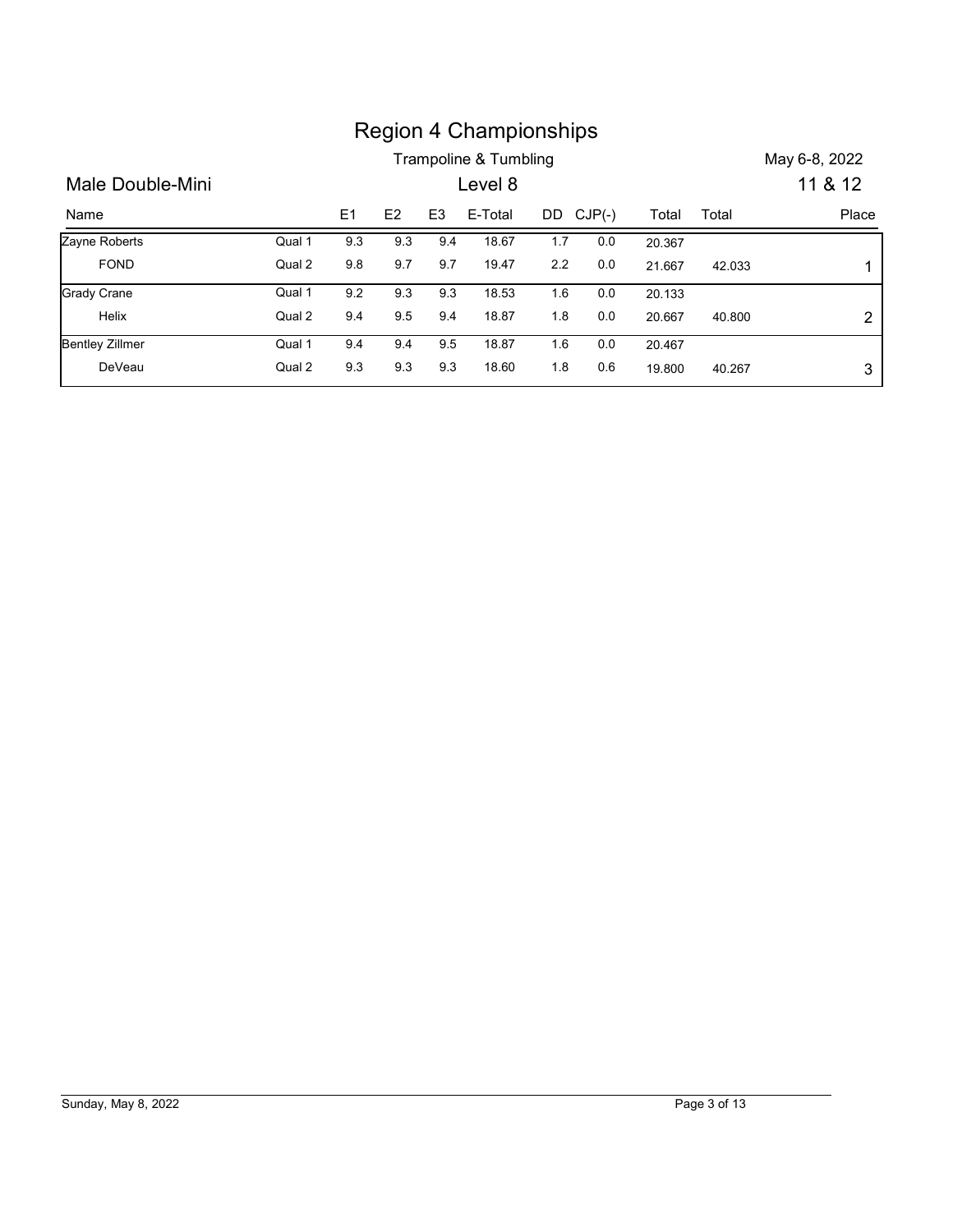# Region 4 Championships

## Trampoline & Tumbling

May 6-8, 2022

## Male Double-Mini

Level 8

11 & 12

| Name | | E1 | E2 | E3 | E-Total | DD | CJP(-) | Total | Total | Place |
|---|---|---|---|---|---|---|---|---|---|---|
| Zayne Roberts | Qual 1 | 9.3 | 9.3 | 9.4 | 18.67 | 1.7 | 0.0 | 20.367 | | |
| FOND | Qual 2 | 9.8 | 9.7 | 9.7 | 19.47 | 2.2 | 0.0 | 21.667 | 42.033 | 1 |
| Grady Crane | Qual 1 | 9.2 | 9.3 | 9.3 | 18.53 | 1.6 | 0.0 | 20.133 | | |
| Helix | Qual 2 | 9.4 | 9.5 | 9.4 | 18.87 | 1.8 | 0.0 | 20.667 | 40.800 | 2 |
| Bentley Zillmer | Qual 1 | 9.4 | 9.4 | 9.5 | 18.87 | 1.6 | 0.0 | 20.467 | | |
| DeVeau | Qual 2 | 9.3 | 9.3 | 9.3 | 18.60 | 1.8 | 0.6 | 19.800 | 40.267 | 3 |

Sunday, May 8, 2022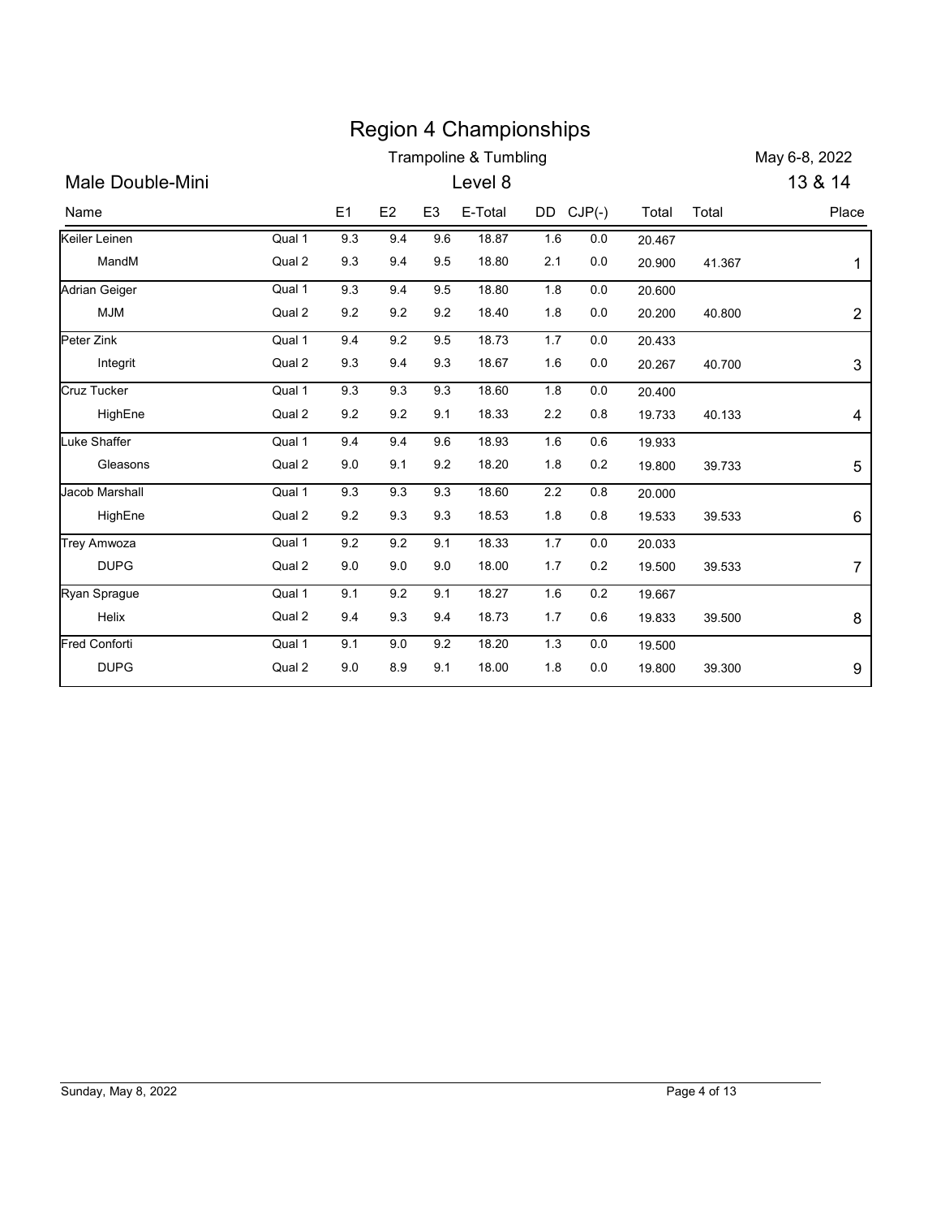# Region 4 Championships

Trampoline & Tumbling

May 6-8, 2022

## Male Double-Mini

Level 8

13 & 14

| Name | | E1 | E2 | E3 | E-Total | DD | CJP(-) | Total | Total | Place |
|---|---|---|---|---|---|---|---|---|---|---|
| Keiler Leinen | Qual 1 | 9.3 | 9.4 | 9.6 | 18.87 | 1.6 | 0.0 | 20.467 | | |
| MandM | Qual 2 | 9.3 | 9.4 | 9.5 | 18.80 | 2.1 | 0.0 | 20.900 | 41.367 | 1 |
| Adrian Geiger | Qual 1 | 9.3 | 9.4 | 9.5 | 18.80 | 1.8 | 0.0 | 20.600 | | |
| MJM | Qual 2 | 9.2 | 9.2 | 9.2 | 18.40 | 1.8 | 0.0 | 20.200 | 40.800 | 2 |
| Peter Zink | Qual 1 | 9.4 | 9.2 | 9.5 | 18.73 | 1.7 | 0.0 | 20.433 | | |
| Integrit | Qual 2 | 9.3 | 9.4 | 9.3 | 18.67 | 1.6 | 0.0 | 20.267 | 40.700 | 3 |
| Cruz Tucker | Qual 1 | 9.3 | 9.3 | 9.3 | 18.60 | 1.8 | 0.0 | 20.400 | | |
| HighEne | Qual 2 | 9.2 | 9.2 | 9.1 | 18.33 | 2.2 | 0.8 | 19.733 | 40.133 | 4 |
| Luke Shaffer | Qual 1 | 9.4 | 9.4 | 9.6 | 18.93 | 1.6 | 0.6 | 19.933 | | |
| Gleasons | Qual 2 | 9.0 | 9.1 | 9.2 | 18.20 | 1.8 | 0.2 | 19.800 | 39.733 | 5 |
| Jacob Marshall | Qual 1 | 9.3 | 9.3 | 9.3 | 18.60 | 2.2 | 0.8 | 20.000 | | |
| HighEne | Qual 2 | 9.2 | 9.3 | 9.3 | 18.53 | 1.8 | 0.8 | 19.533 | 39.533 | 6 |
| Trey Amwoza | Qual 1 | 9.2 | 9.2 | 9.1 | 18.33 | 1.7 | 0.0 | 20.033 | | |
| DUPG | Qual 2 | 9.0 | 9.0 | 9.0 | 18.00 | 1.7 | 0.2 | 19.500 | 39.533 | 7 |
| Ryan Sprague | Qual 1 | 9.1 | 9.2 | 9.1 | 18.27 | 1.6 | 0.2 | 19.667 | | |
| Helix | Qual 2 | 9.4 | 9.3 | 9.4 | 18.73 | 1.7 | 0.6 | 19.833 | 39.500 | 8 |
| Fred Conforti | Qual 1 | 9.1 | 9.0 | 9.2 | 18.20 | 1.3 | 0.0 | 19.500 | | |
| DUPG | Qual 2 | 9.0 | 8.9 | 9.1 | 18.00 | 1.8 | 0.0 | 19.800 | 39.300 | 9 |

Sunday, May 8, 2022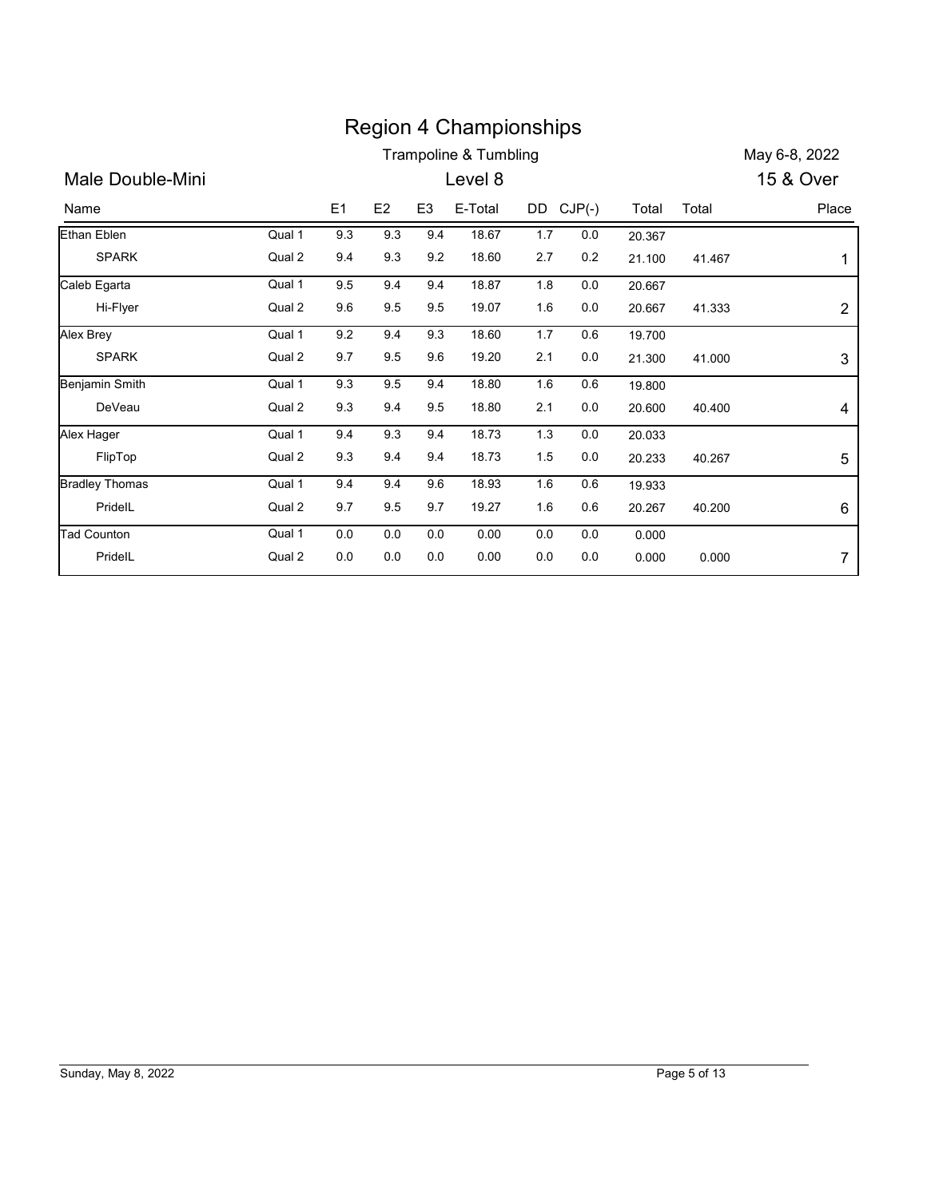# Region 4 Championships

Trampoline & Tumbling

May 6-8, 2022

## Male Double-Mini

Level 8

15 & Over

| Name | | E1 | E2 | E3 | E-Total | DD | CJP(-) | Total | Total | Place |
|---|---|---|---|---|---|---|---|---|---|---|
| Ethan Eblen | Qual 1 | 9.3 | 9.3 | 9.4 | 18.67 | 1.7 | 0.0 | 20.367 | | |
| SPARK | Qual 2 | 9.4 | 9.3 | 9.2 | 18.60 | 2.7 | 0.2 | 21.100 | 41.467 | 1 |
| Caleb Egarta | Qual 1 | 9.5 | 9.4 | 9.4 | 18.87 | 1.8 | 0.0 | 20.667 | | |
| Hi-Flyer | Qual 2 | 9.6 | 9.5 | 9.5 | 19.07 | 1.6 | 0.0 | 20.667 | 41.333 | 2 |
| Alex Brey | Qual 1 | 9.2 | 9.4 | 9.3 | 18.60 | 1.7 | 0.6 | 19.700 | | |
| SPARK | Qual 2 | 9.7 | 9.5 | 9.6 | 19.20 | 2.1 | 0.0 | 21.300 | 41.000 | 3 |
| Benjamin Smith | Qual 1 | 9.3 | 9.5 | 9.4 | 18.80 | 1.6 | 0.6 | 19.800 | | |
| DeVeau | Qual 2 | 9.3 | 9.4 | 9.5 | 18.80 | 2.1 | 0.0 | 20.600 | 40.400 | 4 |
| Alex Hager | Qual 1 | 9.4 | 9.3 | 9.4 | 18.73 | 1.3 | 0.0 | 20.033 | | |
| FlipTop | Qual 2 | 9.3 | 9.4 | 9.4 | 18.73 | 1.5 | 0.0 | 20.233 | 40.267 | 5 |
| Bradley Thomas | Qual 1 | 9.4 | 9.4 | 9.6 | 18.93 | 1.6 | 0.6 | 19.933 | | |
| PrideIL | Qual 2 | 9.7 | 9.5 | 9.7 | 19.27 | 1.6 | 0.6 | 20.267 | 40.200 | 6 |
| Tad Counton | Qual 1 | 0.0 | 0.0 | 0.0 | 0.00 | 0.0 | 0.0 | 0.000 | | |
| PrideIL | Qual 2 | 0.0 | 0.0 | 0.0 | 0.00 | 0.0 | 0.0 | 0.000 | 0.000 | 7 |

Sunday, May 8, 2022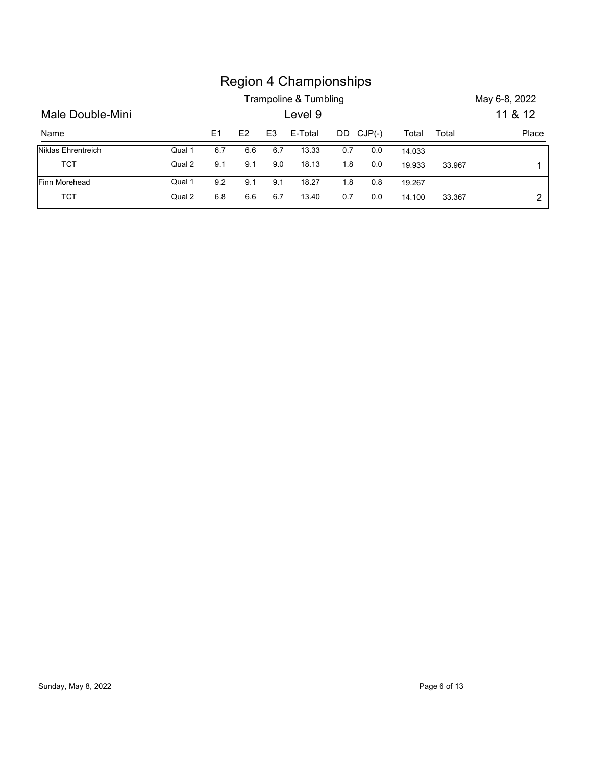# Region 4 Championships

Trampoline & Tumbling — May 6-8, 2022

## Male Double-Mini — Level 9 — 11 & 12

| Name | | E1 | E2 | E3 | E-Total | DD | CJP(-) | Total | Total | Place |
|---|---|---|---|---|---|---|---|---|---|---|
| Niklas Ehrentreich | Qual 1 | 6.7 | 6.6 | 6.7 | 13.33 | 0.7 | 0.0 | 14.033 | | |
| TCT | Qual 2 | 9.1 | 9.1 | 9.0 | 18.13 | 1.8 | 0.0 | 19.933 | 33.967 | 1 |
| Finn Morehead | Qual 1 | 9.2 | 9.1 | 9.1 | 18.27 | 1.8 | 0.8 | 19.267 | | |
| TCT | Qual 2 | 6.8 | 6.6 | 6.7 | 13.40 | 0.7 | 0.0 | 14.100 | 33.367 | 2 |

Sunday, May 8, 2022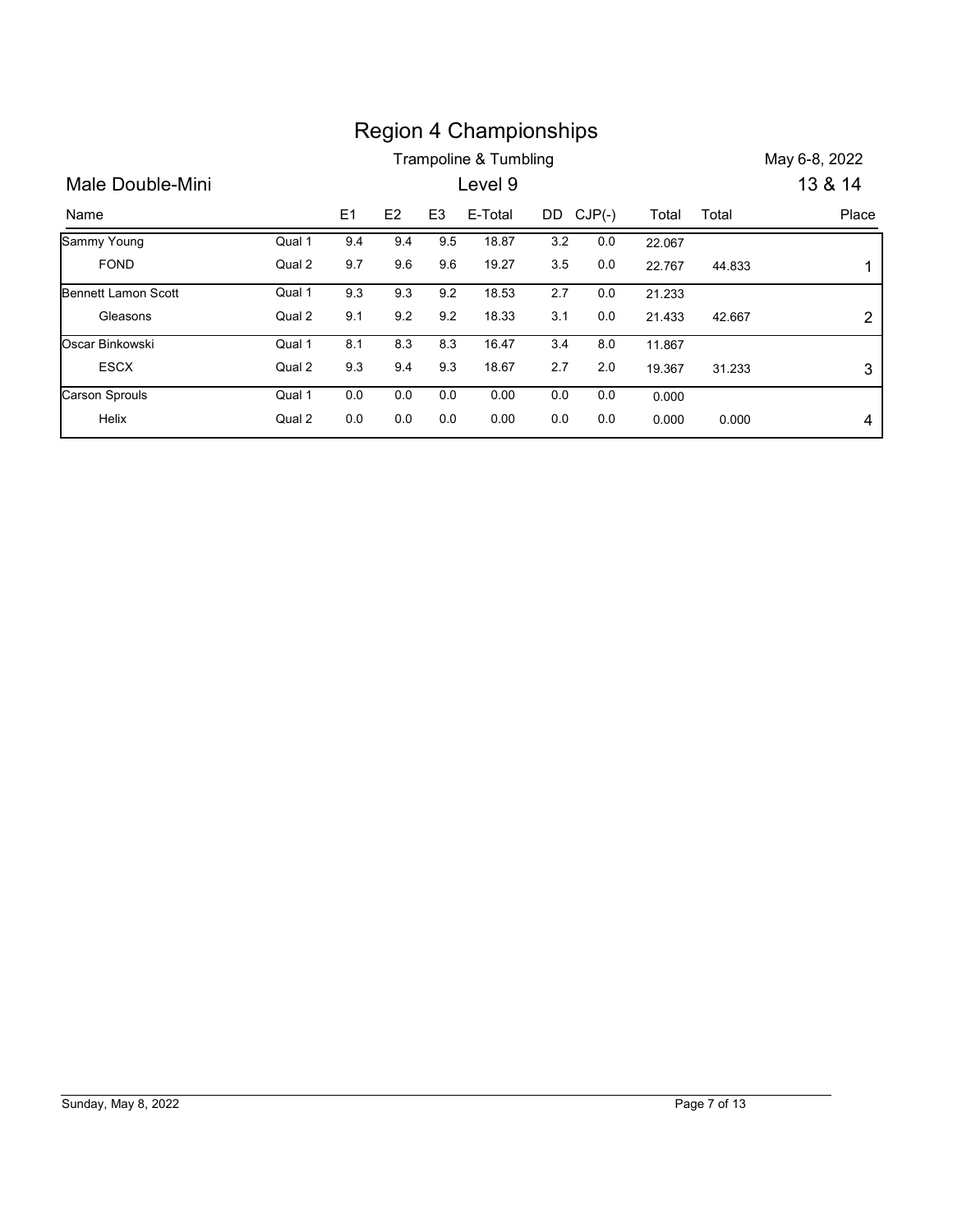# Region 4 Championships

Trampoline & Tumbling

May 6-8, 2022

## Male Double-Mini

Level 9

13 & 14

| Name | | E1 | E2 | E3 | E-Total | DD | CJP(-) | Total | Total | Place |
|---|---|---|---|---|---|---|---|---|---|---|
| Sammy Young | Qual 1 | 9.4 | 9.4 | 9.5 | 18.87 | 3.2 | 0.0 | 22.067 | | |
| FOND | Qual 2 | 9.7 | 9.6 | 9.6 | 19.27 | 3.5 | 0.0 | 22.767 | 44.833 | 1 |
| Bennett Lamon Scott | Qual 1 | 9.3 | 9.3 | 9.2 | 18.53 | 2.7 | 0.0 | 21.233 | | |
| Gleasons | Qual 2 | 9.1 | 9.2 | 9.2 | 18.33 | 3.1 | 0.0 | 21.433 | 42.667 | 2 |
| Oscar Binkowski | Qual 1 | 8.1 | 8.3 | 8.3 | 16.47 | 3.4 | 8.0 | 11.867 | | |
| ESCX | Qual 2 | 9.3 | 9.4 | 9.3 | 18.67 | 2.7 | 2.0 | 19.367 | 31.233 | 3 |
| Carson Sprouls | Qual 1 | 0.0 | 0.0 | 0.0 | 0.00 | 0.0 | 0.0 | 0.000 | | |
| Helix | Qual 2 | 0.0 | 0.0 | 0.0 | 0.00 | 0.0 | 0.0 | 0.000 | 0.000 | 4 |

Sunday, May 8, 2022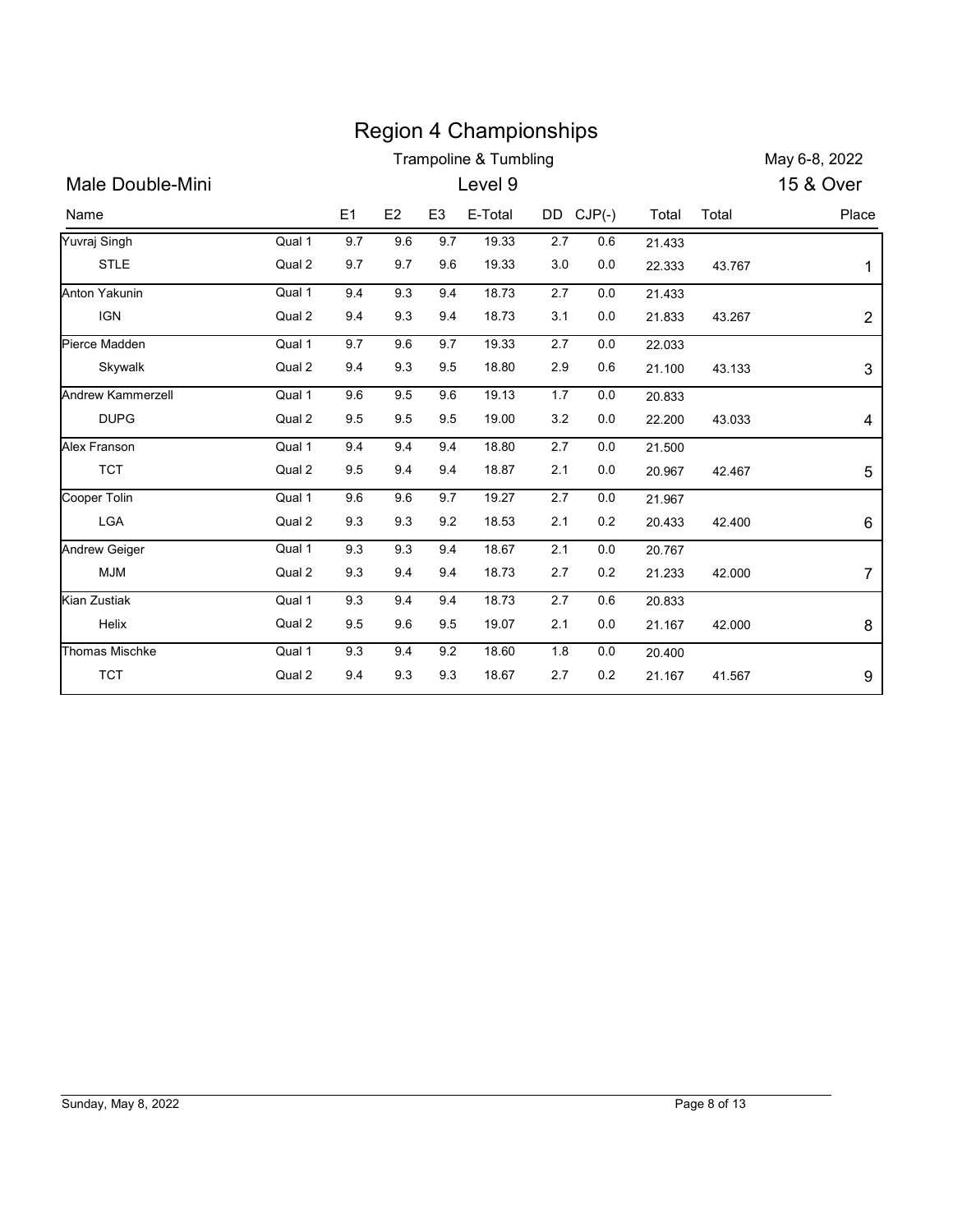# Region 4 Championships

Trampoline & Tumbling

May 6-8, 2022

## Male Double-Mini

Level 9

15 & Over

| Name | | E1 | E2 | E3 | E-Total | DD | CJP(-) | Total | Total | Place |
|---|---|---|---|---|---|---|---|---|---|---|
| Yuvraj Singh | Qual 1 | 9.7 | 9.6 | 9.7 | 19.33 | 2.7 | 0.6 | 21.433 | | |
| STLE | Qual 2 | 9.7 | 9.7 | 9.6 | 19.33 | 3.0 | 0.0 | 22.333 | 43.767 | 1 |
| Anton Yakunin | Qual 1 | 9.4 | 9.3 | 9.4 | 18.73 | 2.7 | 0.0 | 21.433 | | |
| IGN | Qual 2 | 9.4 | 9.3 | 9.4 | 18.73 | 3.1 | 0.0 | 21.833 | 43.267 | 2 |
| Pierce Madden | Qual 1 | 9.7 | 9.6 | 9.7 | 19.33 | 2.7 | 0.0 | 22.033 | | |
| Skywalk | Qual 2 | 9.4 | 9.3 | 9.5 | 18.80 | 2.9 | 0.6 | 21.100 | 43.133 | 3 |
| Andrew Kammerzell | Qual 1 | 9.6 | 9.5 | 9.6 | 19.13 | 1.7 | 0.0 | 20.833 | | |
| DUPG | Qual 2 | 9.5 | 9.5 | 9.5 | 19.00 | 3.2 | 0.0 | 22.200 | 43.033 | 4 |
| Alex Franson | Qual 1 | 9.4 | 9.4 | 9.4 | 18.80 | 2.7 | 0.0 | 21.500 | | |
| TCT | Qual 2 | 9.5 | 9.4 | 9.4 | 18.87 | 2.1 | 0.0 | 20.967 | 42.467 | 5 |
| Cooper Tolin | Qual 1 | 9.6 | 9.6 | 9.7 | 19.27 | 2.7 | 0.0 | 21.967 | | |
| LGA | Qual 2 | 9.3 | 9.3 | 9.2 | 18.53 | 2.1 | 0.2 | 20.433 | 42.400 | 6 |
| Andrew Geiger | Qual 1 | 9.3 | 9.3 | 9.4 | 18.67 | 2.1 | 0.0 | 20.767 | | |
| MJM | Qual 2 | 9.3 | 9.4 | 9.4 | 18.73 | 2.7 | 0.2 | 21.233 | 42.000 | 7 |
| Kian Zustiak | Qual 1 | 9.3 | 9.4 | 9.4 | 18.73 | 2.7 | 0.6 | 20.833 | | |
| Helix | Qual 2 | 9.5 | 9.6 | 9.5 | 19.07 | 2.1 | 0.0 | 21.167 | 42.000 | 8 |
| Thomas Mischke | Qual 1 | 9.3 | 9.4 | 9.2 | 18.60 | 1.8 | 0.0 | 20.400 | | |
| TCT | Qual 2 | 9.4 | 9.3 | 9.3 | 18.67 | 2.7 | 0.2 | 21.167 | 41.567 | 9 |

Sunday, May 8, 2022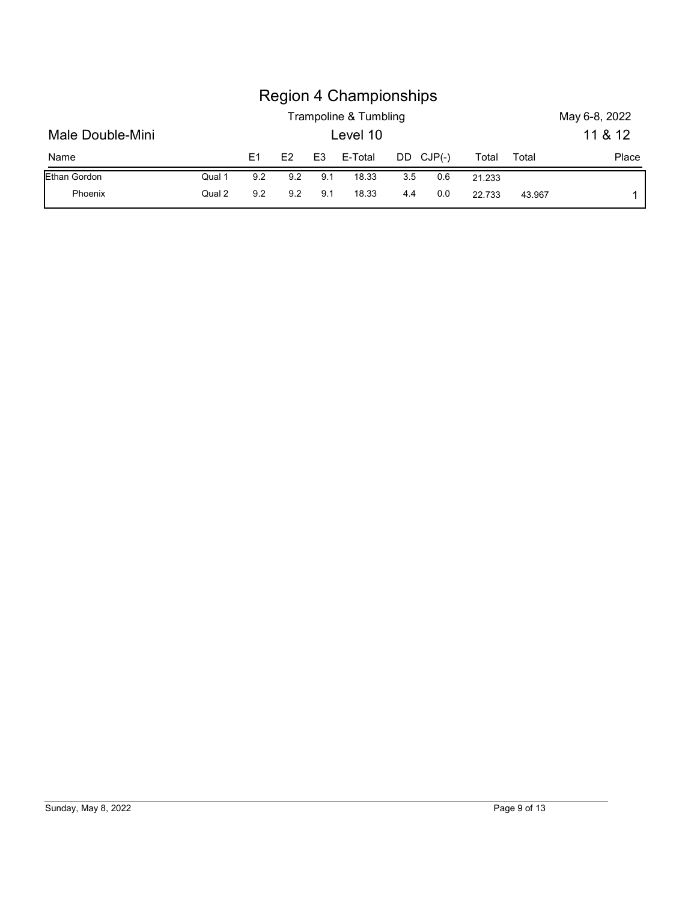# Region 4 Championships

Trampoline & Tumbling — May 6-8, 2022

## Male Double-Mini — Level 10 — 11 & 12

| Name | | E1 | E2 | E3 | E-Total | DD | CJP(-) | Total | Total | Place |
|---|---|---|---|---|---|---|---|---|---|---|
| Ethan Gordon | Qual 1 | 9.2 | 9.2 | 9.1 | 18.33 | 3.5 | 0.6 | 21.233 | | |
| Phoenix | Qual 2 | 9.2 | 9.2 | 9.1 | 18.33 | 4.4 | 0.0 | 22.733 | 43.967 | 1 |

Sunday, May 8, 2022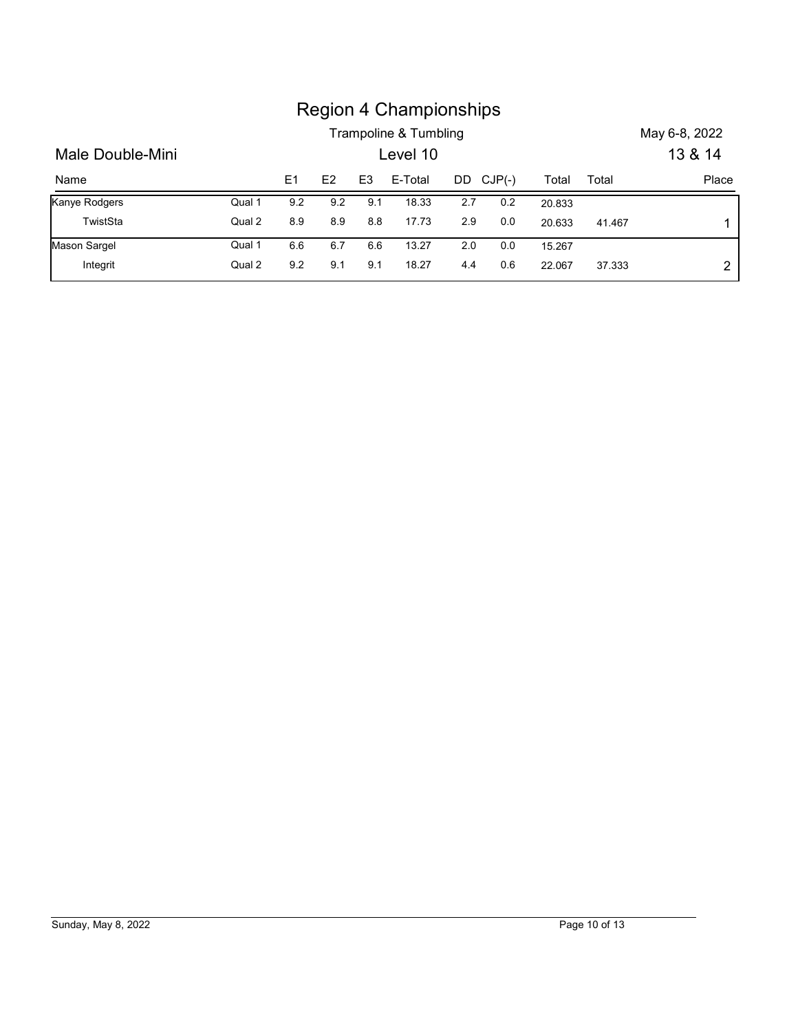# Region 4 Championships

Trampoline & Tumbling

May 6-8, 2022

## Male Double-Mini

Level 10

13 & 14

| Name | | E1 | E2 | E3 | E-Total | DD | CJP(-) | Total | Total | Place |
|---|---|---|---|---|---|---|---|---|---|---|
| Kanye Rodgers | Qual 1 | 9.2 | 9.2 | 9.1 | 18.33 | 2.7 | 0.2 | 20.833 | | |
| TwistSta | Qual 2 | 8.9 | 8.9 | 8.8 | 17.73 | 2.9 | 0.0 | 20.633 | 41.467 | 1 |
| Mason Sargel | Qual 1 | 6.6 | 6.7 | 6.6 | 13.27 | 2.0 | 0.0 | 15.267 | | |
| Integrit | Qual 2 | 9.2 | 9.1 | 9.1 | 18.27 | 4.4 | 0.6 | 22.067 | 37.333 | 2 |

Sunday, May 8, 2022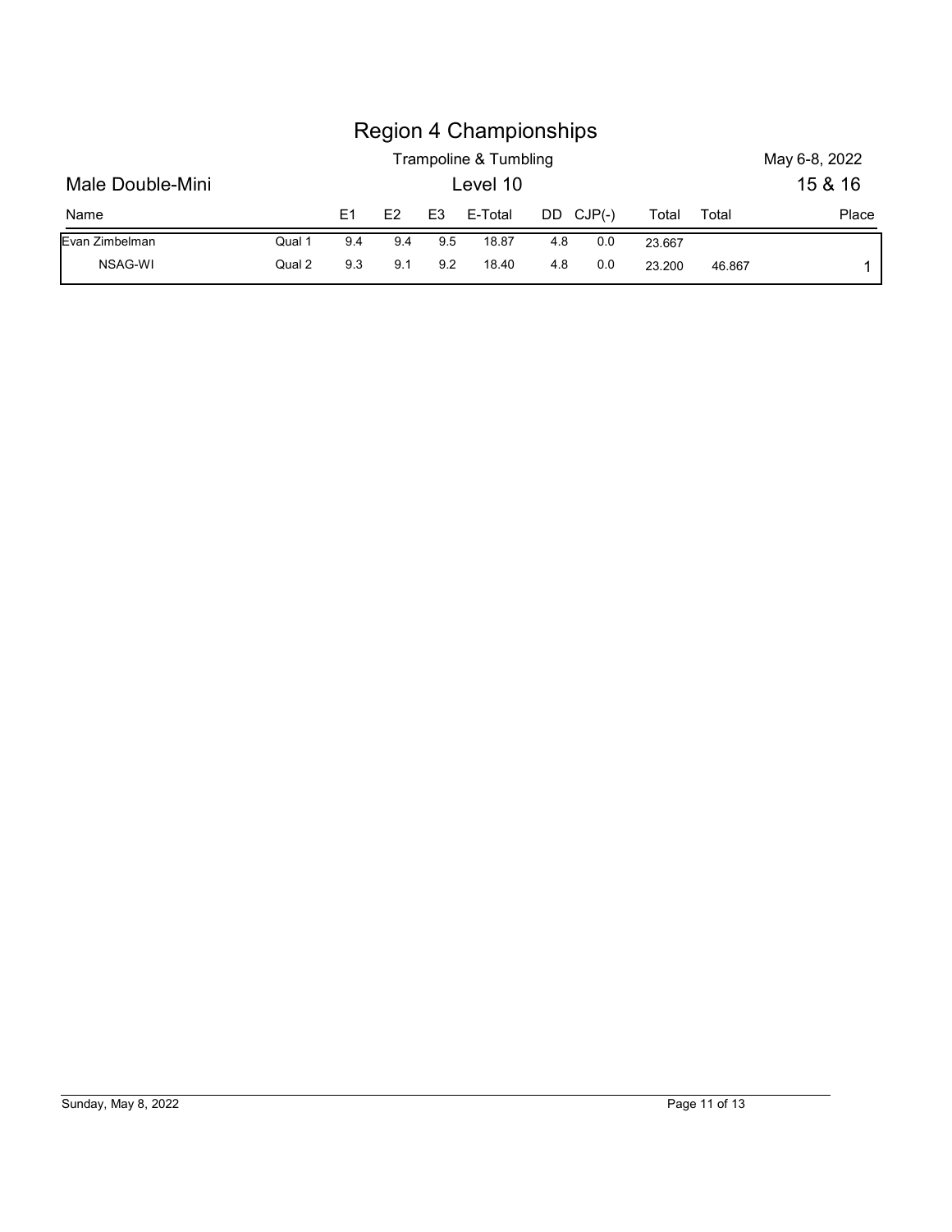# Region 4 Championships

Trampoline & Tumbling

May 6-8, 2022

## Male Double-Mini

Level 10

15 & 16

| Name | | E1 | E2 | E3 | E-Total | DD | CJP(-) | Total | Total | Place |
|---|---|---|---|---|---|---|---|---|---|---|
| Evan Zimbelman | Qual 1 | 9.4 | 9.4 | 9.5 | 18.87 | 4.8 | 0.0 | 23.667 | | |
| NSAG-WI | Qual 2 | 9.3 | 9.1 | 9.2 | 18.40 | 4.8 | 0.0 | 23.200 | 46.867 | 1 |

Sunday, May 8, 2022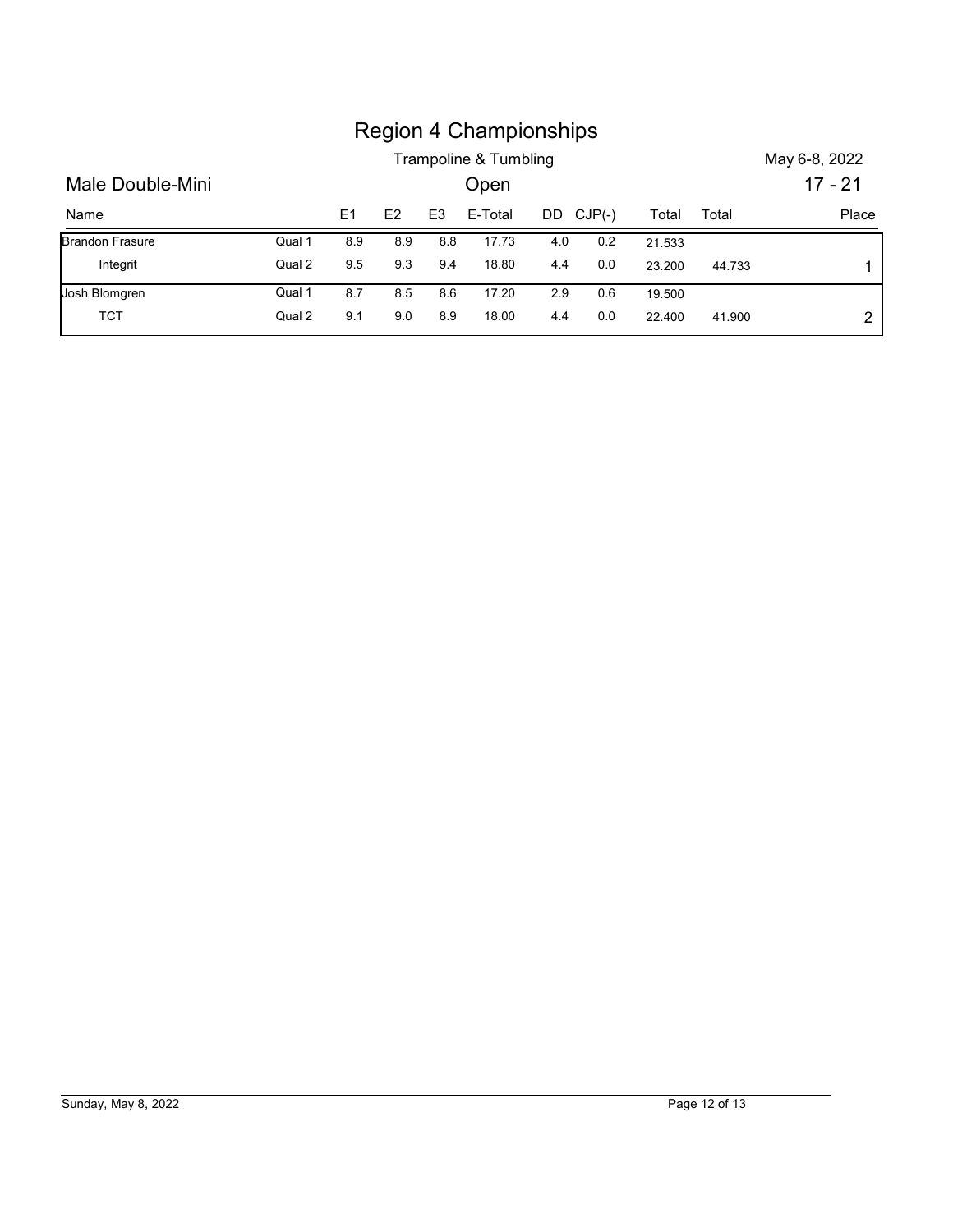# Region 4 Championships

Trampoline & Tumbling

May 6-8, 2022

## Male Double-Mini

Open

17 - 21

| Name | | E1 | E2 | E3 | E-Total | DD | CJP(-) | Total | Total | Place |
|---|---|---|---|---|---|---|---|---|---|---|
| Brandon Frasure | Qual 1 | 8.9 | 8.9 | 8.8 | 17.73 | 4.0 | 0.2 | 21.533 | | |
| Integrit | Qual 2 | 9.5 | 9.3 | 9.4 | 18.80 | 4.4 | 0.0 | 23.200 | 44.733 | 1 |
| Josh Blomgren | Qual 1 | 8.7 | 8.5 | 8.6 | 17.20 | 2.9 | 0.6 | 19.500 | | |
| TCT | Qual 2 | 9.1 | 9.0 | 8.9 | 18.00 | 4.4 | 0.0 | 22.400 | 41.900 | 2 |

Sunday, May 8, 2022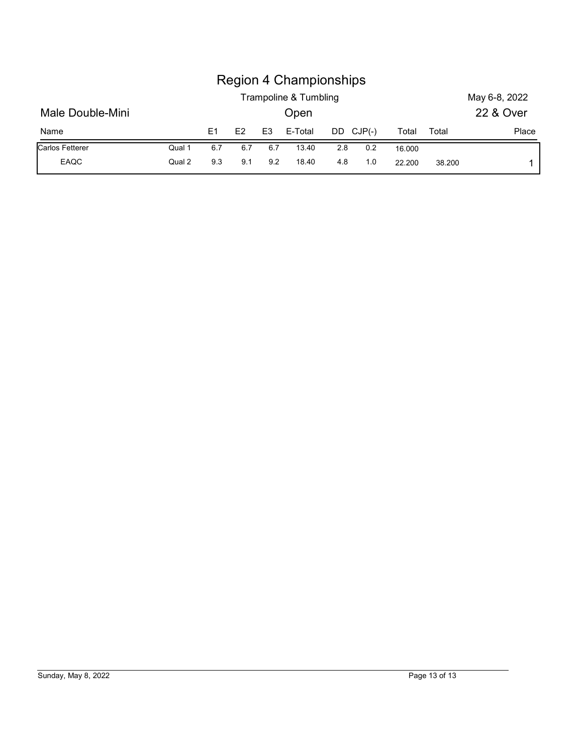# Region 4 Championships

Trampoline & Tumbling

May 6-8, 2022

## Male Double-Mini

Open

22 & Over

| Name | | E1 | E2 | E3 | E-Total | DD | CJP(-) | Total | Total | Place |
|---|---|---|---|---|---|---|---|---|---|---|
| Carlos Fetterer | Qual 1 | 6.7 | 6.7 | 6.7 | 13.40 | 2.8 | 0.2 | 16.000 | | |
| EAQC | Qual 2 | 9.3 | 9.1 | 9.2 | 18.40 | 4.8 | 1.0 | 22.200 | 38.200 | 1 |

Sunday, May 8, 2022